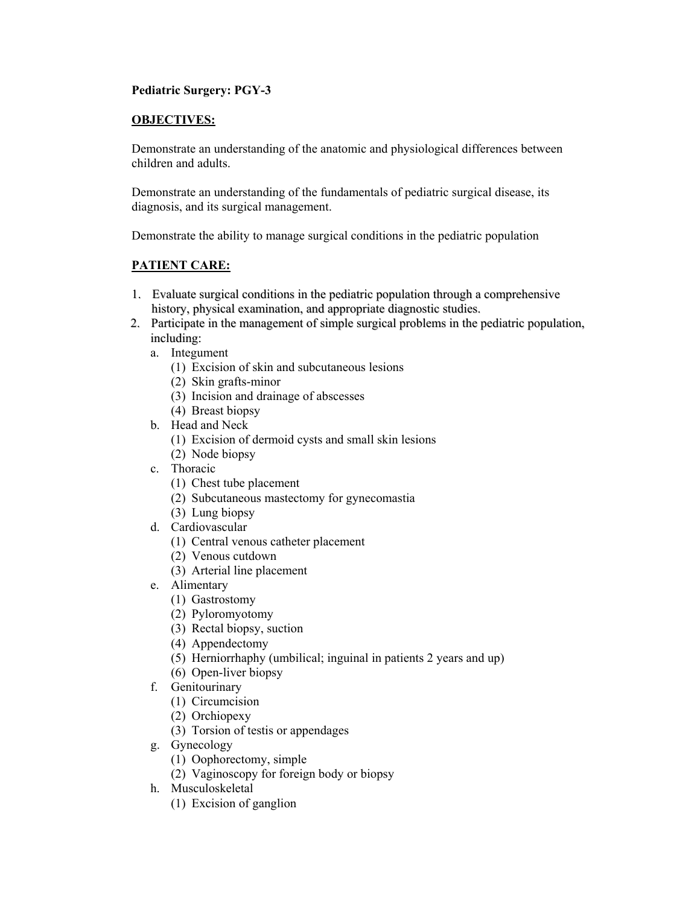**Pediatric Surgery: PGY-3**

**OBJECTIVES:**

Demonstrate an understanding of the anatomic and physiological differences between children and adults.

Demonstrate an understanding of the fundamentals of pediatric surgical disease, its diagnosis, and its surgical management.

Demonstrate the ability to manage surgical conditions in the pediatric population

**PATIENT CARE:**

1. Evaluate surgical conditions in the pediatric population through a comprehensive history, physical examination, and appropriate diagnostic studies.
2. Participate in the management of simple surgical problems in the pediatric population, including:
   a. Integument
      (1) Excision of skin and subcutaneous lesions
      (2) Skin grafts-minor
      (3) Incision and drainage of abscesses
      (4) Breast biopsy
   b. Head and Neck
      (1) Excision of dermoid cysts and small skin lesions
      (2) Node biopsy
   c. Thoracic
      (1) Chest tube placement
      (2) Subcutaneous mastectomy for gynecomastia
      (3) Lung biopsy
   d. Cardiovascular
      (1) Central venous catheter placement
      (2) Venous cutdown
      (3) Arterial line placement
   e. Alimentary
      (1) Gastrostomy
      (2) Pyloromyotomy
      (3) Rectal biopsy, suction
      (4) Appendectomy
      (5) Herniorrhaphy (umbilical; inguinal in patients 2 years and up)
      (6) Open-liver biopsy
   f. Genitourinary
      (1) Circumcision
      (2) Orchiopexy
      (3) Torsion of testis or appendages
   g. Gynecology
      (1) Oophorectomy, simple
      (2) Vaginoscopy for foreign body or biopsy
   h. Musculoskeletal
      (1) Excision of ganglion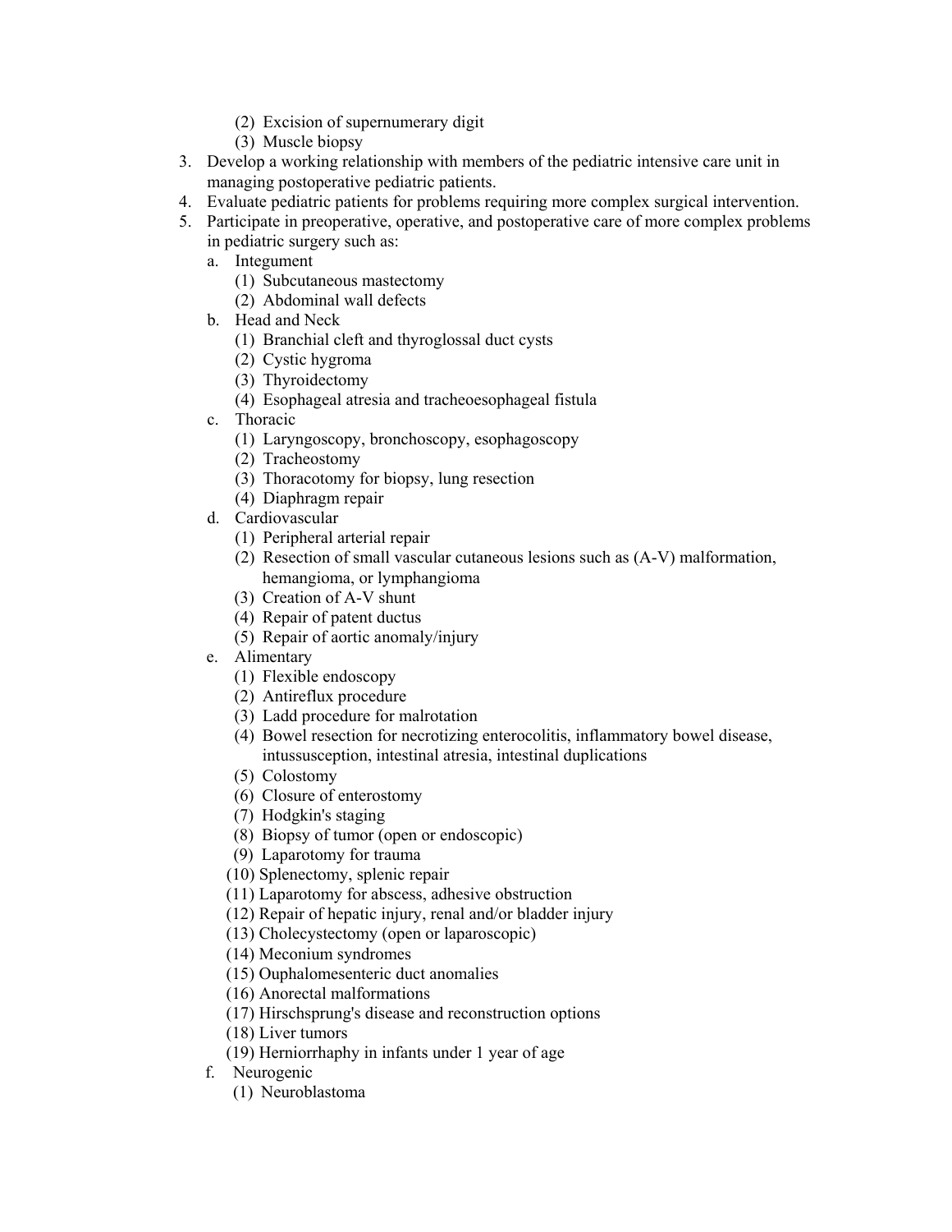- (2) Excision of supernumerary digit
  - (3) Muscle biopsy
3. Develop a working relationship with members of the pediatric intensive care unit in managing postoperative pediatric patients.
4. Evaluate pediatric patients for problems requiring more complex surgical intervention.
5. Participate in preoperative, operative, and postoperative care of more complex problems in pediatric surgery such as:
   - a. Integument
     - (1) Subcutaneous mastectomy
     - (2) Abdominal wall defects
   - b. Head and Neck
     - (1) Branchial cleft and thyroglossal duct cysts
     - (2) Cystic hygroma
     - (3) Thyroidectomy
     - (4) Esophageal atresia and tracheoesophageal fistula
   - c. Thoracic
     - (1) Laryngoscopy, bronchoscopy, esophagoscopy
     - (2) Tracheostomy
     - (3) Thoracotomy for biopsy, lung resection
     - (4) Diaphragm repair
   - d. Cardiovascular
     - (1) Peripheral arterial repair
     - (2) Resection of small vascular cutaneous lesions such as (A-V) malformation, hemangioma, or lymphangioma
     - (3) Creation of A-V shunt
     - (4) Repair of patent ductus
     - (5) Repair of aortic anomaly/injury
   - e. Alimentary
     - (1) Flexible endoscopy
     - (2) Antireflux procedure
     - (3) Ladd procedure for malrotation
     - (4) Bowel resection for necrotizing enterocolitis, inflammatory bowel disease, intussusception, intestinal atresia, intestinal duplications
     - (5) Colostomy
     - (6) Closure of enterostomy
     - (7) Hodgkin's staging
     - (8) Biopsy of tumor (open or endoscopic)
     - (9) Laparotomy for trauma
     - (10) Splenectomy, splenic repair
     - (11) Laparotomy for abscess, adhesive obstruction
     - (12) Repair of hepatic injury, renal and/or bladder injury
     - (13) Cholecystectomy (open or laparoscopic)
     - (14) Meconium syndromes
     - (15) Ouphalomesenteric duct anomalies
     - (16) Anorectal malformations
     - (17) Hirschsprung's disease and reconstruction options
     - (18) Liver tumors
     - (19) Herniorrhaphy in infants under 1 year of age
   - f. Neurogenic
     - (1) Neuroblastoma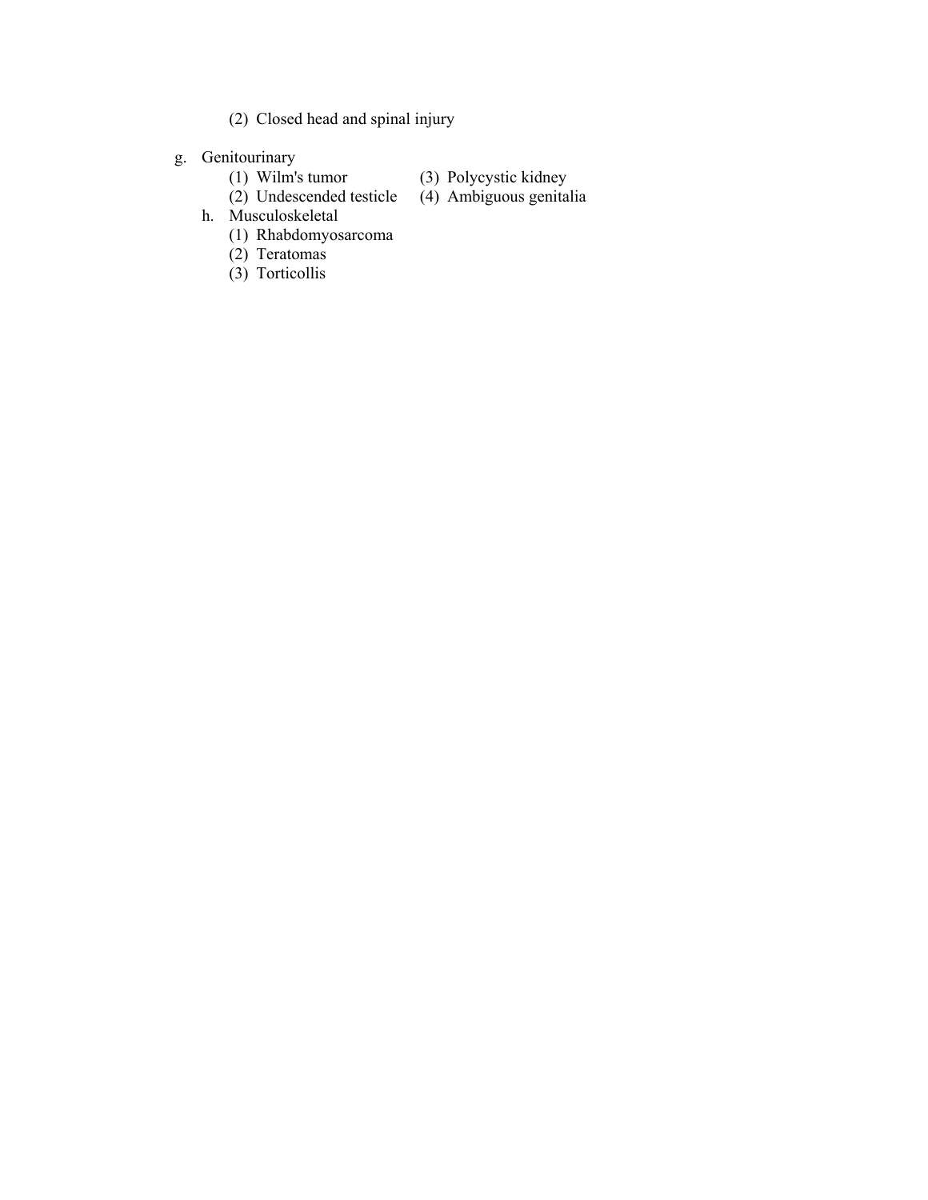(2) Closed head and spinal injury

g. Genitourinary
   (1) Wilm's tumor
   (2) Undescended testicle
   (3) Polycystic kidney
   (4) Ambiguous genitalia

h. Musculoskeletal
   (1) Rhabdomyosarcoma
   (2) Teratomas
   (3) Torticollis